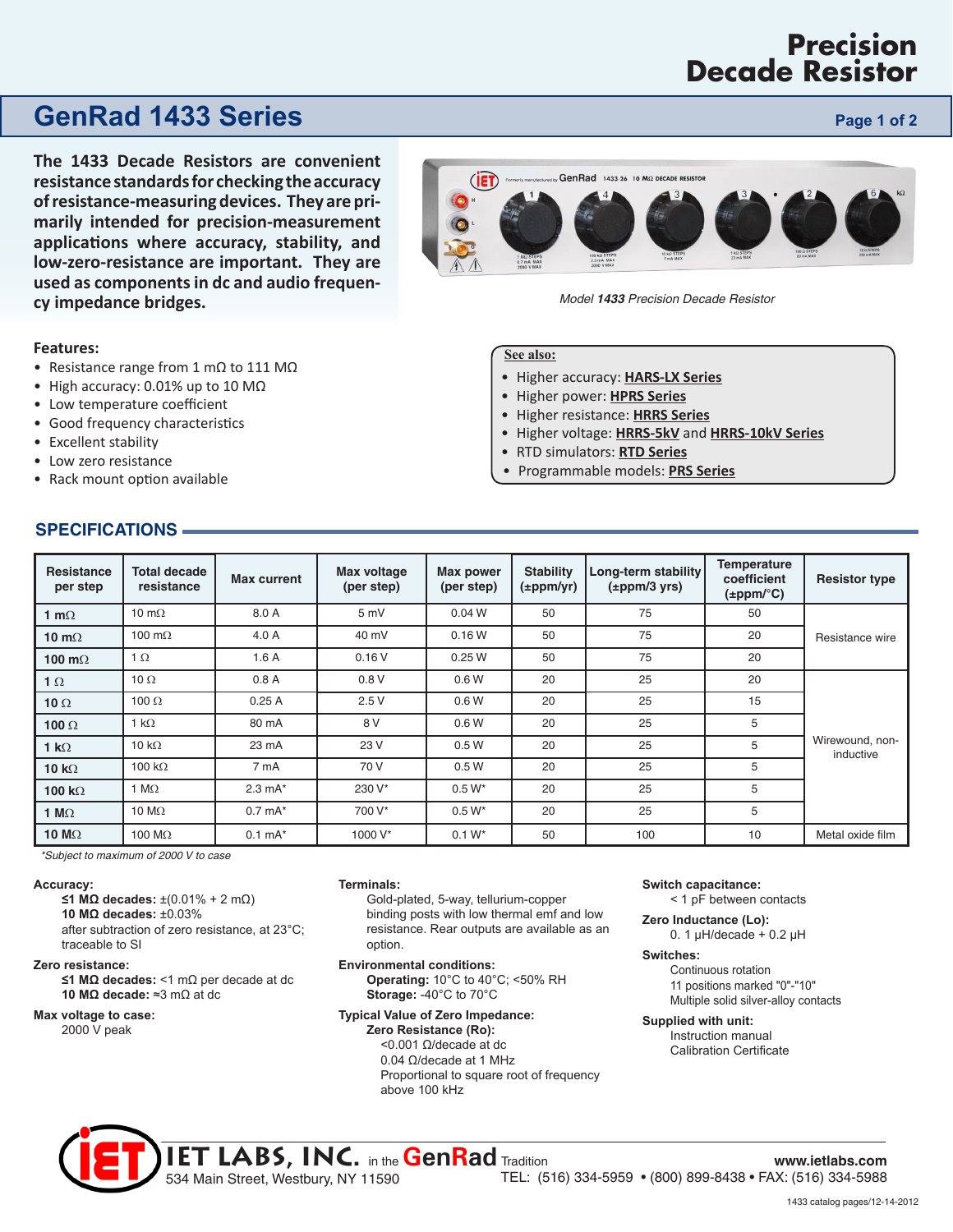# Precision Decade Resistor

## GenRad 1433 Series

**The 1433 Decade Resistors are convenient resistance standards for checking the accuracy of resistance-measuring devices. They are primarily intended for precision-measurement applications where accuracy, stability, and low-zero-resistance are important. They are used as components in dc and audio frequency impedance bridges.**

*Model **1433** Precision Decade Resistor*

**Features:**

- Resistance range from 1 mΩ to 111 MΩ
- High accuracy: 0.01% up to 10 MΩ
- Low temperature coefficient
- Good frequency characteristics
- Excellent stability
- Low zero resistance
- Rack mount option available

**See also:**

- Higher accuracy: **HARS-LX Series**
- Higher power: **HPRS Series**
- Higher resistance: **HRRS Series**
- Higher voltage: **HRRS-5kV** and **HRRS-10kV Series**
- RTD simulators: **RTD Series**
- Programmable models: **PRS Series**

## SPECIFICATIONS

| Resistance per step | Total decade resistance | Max current | Max voltage (per step) | Max power (per step) | Stability (±ppm/yr) | Long-term stability (±ppm/3 yrs) | Temperature coefficient (±ppm/°C) | Resistor type |
|---|---|---|---|---|---|---|---|---|
| **1 mΩ** | 10 mΩ | 8.0 A | 5 mV | 0.04 W | 50 | 75 | 50 | Resistance wire |
| **10 mΩ** | 100 mΩ | 4.0 A | 40 mV | 0.16 W | 50 | 75 | 20 | |
| **100 mΩ** | 1 Ω | 1.6 A | 0.16 V | 0.25 W | 50 | 75 | 20 | |
| **1 Ω** | 10 Ω | 0.8 A | 0.8 V | 0.6 W | 20 | 25 | 20 | Wirewound, non-inductive |
| **10 Ω** | 100 Ω | 0.25 A | 2.5 V | 0.6 W | 20 | 25 | 15 | |
| **100 Ω** | 1 kΩ | 80 mA | 8 V | 0.6 W | 20 | 25 | 5 | |
| **1 kΩ** | 10 kΩ | 23 mA | 23 V | 0.5 W | 20 | 25 | 5 | |
| **10 kΩ** | 100 kΩ | 7 mA | 70 V | 0.5 W | 20 | 25 | 5 | |
| **100 kΩ** | 1 MΩ | 2.3 mA* | 230 V* | 0.5 W* | 20 | 25 | 5 | |
| **1 MΩ** | 10 MΩ | 0.7 mA* | 700 V* | 0.5 W* | 20 | 25 | 5 | |
| **10 MΩ** | 100 MΩ | 0.1 mA* | 1000 V* | 0.1 W* | 50 | 100 | 10 | Metal oxide film |

*Subject to maximum of 2000 V to case

**Accuracy:**
- **≤1 MΩ decades:** ±(0.01% + 2 mΩ)
- **10 MΩ decades:** ±0.03%
- after subtraction of zero resistance, at 23°C; traceable to SI

**Zero resistance:**
- **≤1 MΩ decades:** <1 mΩ per decade at dc
- **10 MΩ decade:** ≈3 mΩ at dc

**Max voltage to case:**
2000 V peak

**Terminals:**
Gold-plated, 5-way, tellurium-copper binding posts with low thermal emf and low resistance. Rear outputs are available as an option.

**Environmental conditions:**
- **Operating:** 10°C to 40°C; <50% RH
- **Storage:** -40°C to 70°C

**Typical Value of Zero Impedance:**
**Zero Resistance (Ro):**
- <0.001 Ω/decade at dc
- 0.04 Ω/decade at 1 MHz
- Proportional to square root of frequency above 100 kHz

**Switch capacitance:**
< 1 pF between contacts

**Zero Inductance (Lo):**
0. 1 μH/decade + 0.2 μH

**Switches:**
- Continuous rotation
- 11 positions marked "0"-"10"
- Multiple solid silver-alloy contacts

**Supplied with unit:**
- Instruction manual
- Calibration Certificate

IET LABS, INC. in the GenRad Tradition
534 Main Street, Westbury, NY 11590
www.ietlabs.com
TEL: (516) 334-5959 • (800) 899-8438 • FAX: (516) 334-5988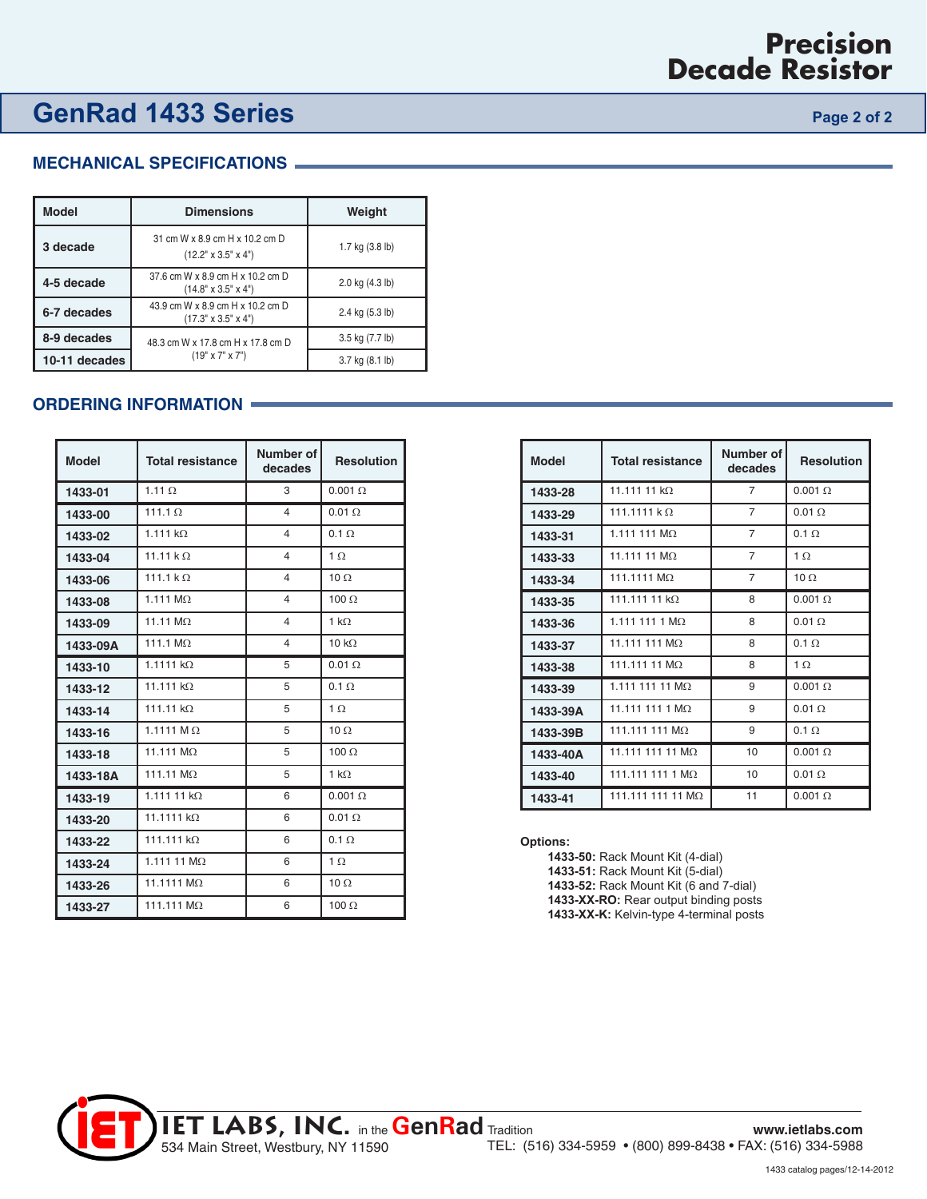## MECHANICAL SPECIFICATIONS

| Model | Dimensions | Weight |
|---|---|---|
| 3 decade | 31 cm W x 8.9 cm H x 10.2 cm D (12.2" x 3.5" x 4") | 1.7 kg (3.8 lb) |
| 4-5 decade | 37.6 cm W x 8.9 cm H x 10.2 cm D (14.8" x 3.5" x 4") | 2.0 kg (4.3 lb) |
| 6-7 decades | 43.9 cm W x 8.9 cm H x 10.2 cm D (17.3" x 3.5" x 4") | 2.4 kg (5.3 lb) |
| 8-9 decades | 48.3 cm W x 17.8 cm H x 17.8 cm D (19" x 7" x 7") | 3.5 kg (7.7 lb) |
| 10-11 decades | | 3.7 kg (8.1 lb) |

## ORDERING INFORMATION

| Model | Total resistance | Number of decades | Resolution |
|---|---|---|---|
| 1433-01 | 1.11 Ω | 3 | 0.001 Ω |
| 1433-00 | 111.1 Ω | 4 | 0.01 Ω |
| 1433-02 | 1.111 kΩ | 4 | 0.1 Ω |
| 1433-04 | 11.11 k Ω | 4 | 1 Ω |
| 1433-06 | 111.1 k Ω | 4 | 10 Ω |
| 1433-08 | 1.111 MΩ | 4 | 100 Ω |
| 1433-09 | 11.11 MΩ | 4 | 1 kΩ |
| 1433-09A | 111.1 MΩ | 4 | 10 kΩ |
| 1433-10 | 1.1111 kΩ | 5 | 0.01 Ω |
| 1433-12 | 11.111 kΩ | 5 | 0.1 Ω |
| 1433-14 | 111.11 kΩ | 5 | 1 Ω |
| 1433-16 | 1.1111 M Ω | 5 | 10 Ω |
| 1433-18 | 11.111 MΩ | 5 | 100 Ω |
| 1433-18A | 111.11 MΩ | 5 | 1 kΩ |
| 1433-19 | 1.111 11 kΩ | 6 | 0.001 Ω |
| 1433-20 | 11.1111 kΩ | 6 | 0.01 Ω |
| 1433-22 | 111.111 kΩ | 6 | 0.1 Ω |
| 1433-24 | 1.111 11 MΩ | 6 | 1 Ω |
| 1433-26 | 11.1111 MΩ | 6 | 10 Ω |
| 1433-27 | 111.111 MΩ | 6 | 100 Ω |

| Model | Total resistance | Number of decades | Resolution |
|---|---|---|---|
| 1433-28 | 11.111 11 kΩ | 7 | 0.001 Ω |
| 1433-29 | 111.1111 k Ω | 7 | 0.01 Ω |
| 1433-31 | 1.111 111 MΩ | 7 | 0.1 Ω |
| 1433-33 | 11.111 11 MΩ | 7 | 1 Ω |
| 1433-34 | 111.1111 MΩ | 7 | 10 Ω |
| 1433-35 | 111.111 11 kΩ | 8 | 0.001 Ω |
| 1433-36 | 1.111 111 1 MΩ | 8 | 0.01 Ω |
| 1433-37 | 11.111 111 MΩ | 8 | 0.1 Ω |
| 1433-38 | 111.111 11 MΩ | 8 | 1 Ω |
| 1433-39 | 1.111 111 11 MΩ | 9 | 0.001 Ω |
| 1433-39A | 11.111 111 1 MΩ | 9 | 0.01 Ω |
| 1433-39B | 111.111 111 MΩ | 9 | 0.1 Ω |
| 1433-40A | 11.111 111 11 MΩ | 10 | 0.001 Ω |
| 1433-40 | 111.111 111 1 MΩ | 10 | 0.01 Ω |
| 1433-41 | 111.111 111 11 MΩ | 11 | 0.001 Ω |

**Options:**

- **1433-50:** Rack Mount Kit (4-dial)
- **1433-51:** Rack Mount Kit (5-dial)
- **1433-52:** Rack Mount Kit (6 and 7-dial)
- **1433-XX-RO:** Rear output binding posts
- **1433-XX-K:** Kelvin-type 4-terminal posts

IET LABS, INC. in the GenRad Tradition
534 Main Street, Westbury, NY 11590

www.ietlabs.com
TEL: (516) 334-5959 • (800) 899-8438 • FAX: (516) 334-5988

1433 catalog pages/12-14-2012